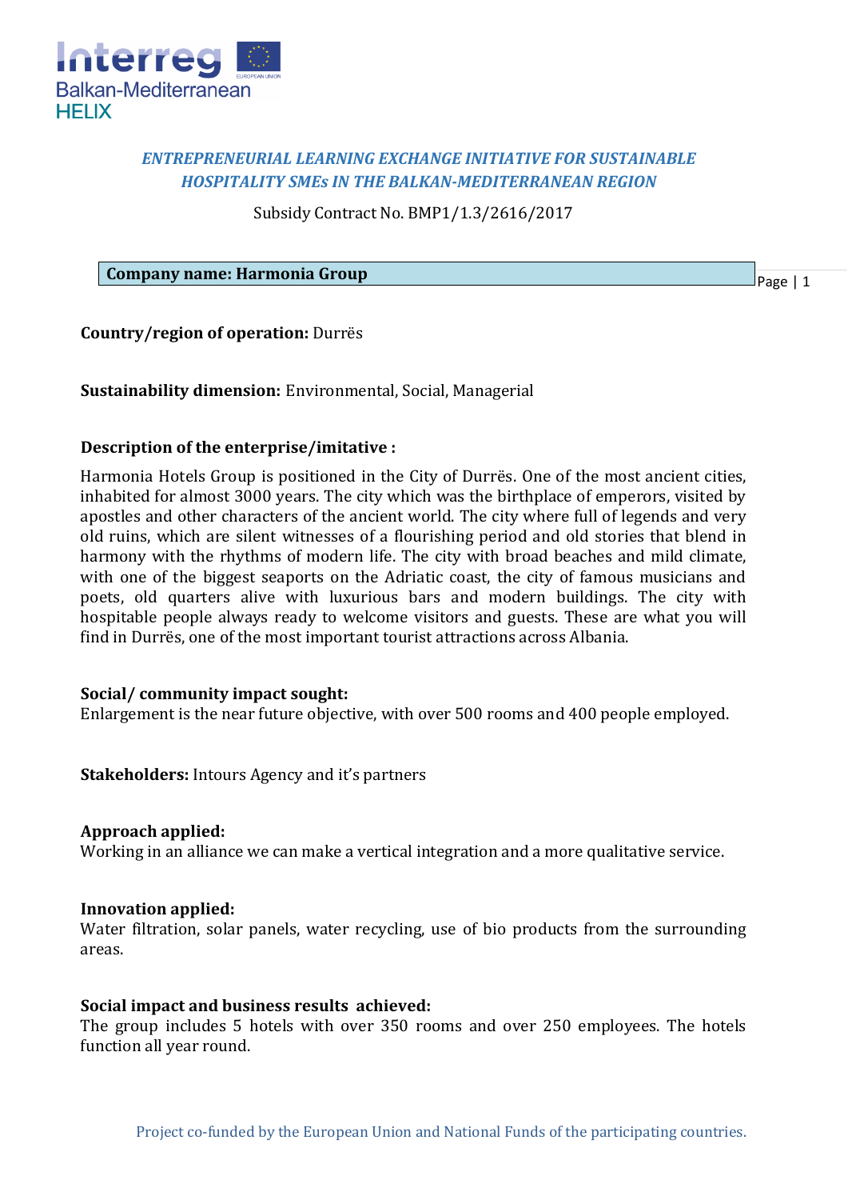*ENTREPRENEURIAL LEARNING EXCHANGE INITIATIVE FOR SUSTAINABLE HOSPITALITY SMEs IN THE BALKAN-MEDITERRANEAN REGION*

Subsidy Contract No. BMP1/1.3/2616/2017

**Company name: Harmonia Group**

**Country/region of operation:** Durrës

**Sustainability dimension:** Environmental, Social, Managerial

**Description of the enterprise/imitative :**

Harmonia Hotels Group is positioned in the City of Durrës. One of the most ancient cities, inhabited for almost 3000 years. The city which was the birthplace of emperors, visited by apostles and other characters of the ancient world. The city where full of legends and very old ruins, which are silent witnesses of a flourishing period and old stories that blend in harmony with the rhythms of modern life. The city with broad beaches and mild climate, with one of the biggest seaports on the Adriatic coast, the city of famous musicians and poets, old quarters alive with luxurious bars and modern buildings. The city with hospitable people always ready to welcome visitors and guests. These are what you will find in Durrës, one of the most important tourist attractions across Albania.

**Social/ community impact sought:**
Enlargement is the near future objective, with over 500 rooms and 400 people employed.

**Stakeholders:** Intours Agency and it's partners

**Approach applied:**
Working in an alliance we can make a vertical integration and a more qualitative service.

**Innovation applied:**
Water filtration, solar panels, water recycling, use of bio products from the surrounding areas.

**Social impact and business results achieved:**
The group includes 5 hotels with over 350 rooms and over 250 employees. The hotels function all year round.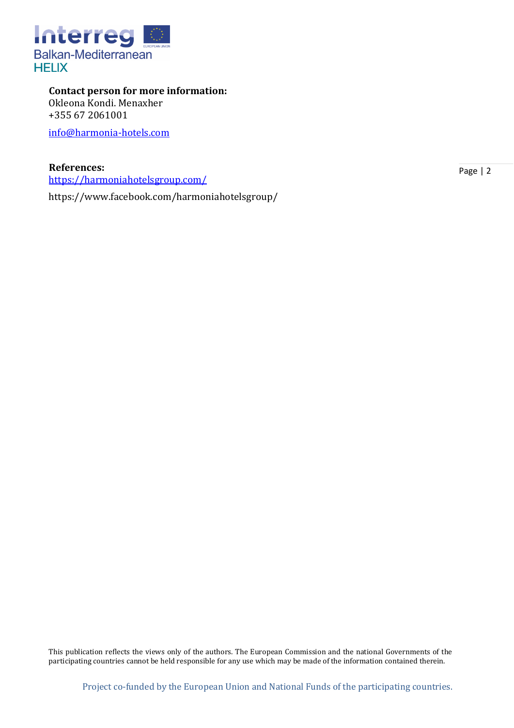**Contact person for more information:**
Okleona Kondi. Menaxher
+355 67 2061001

info@harmonia-hotels.com

**References:**
https://harmoniahotelsgroup.com/

https://www.facebook.com/harmoniahotelsgroup/

This publication reflects the views only of the authors. The European Commission and the national Governments of the participating countries cannot be held responsible for any use which may be made of the information contained therein.

Project co-funded by the European Union and National Funds of the participating countries.